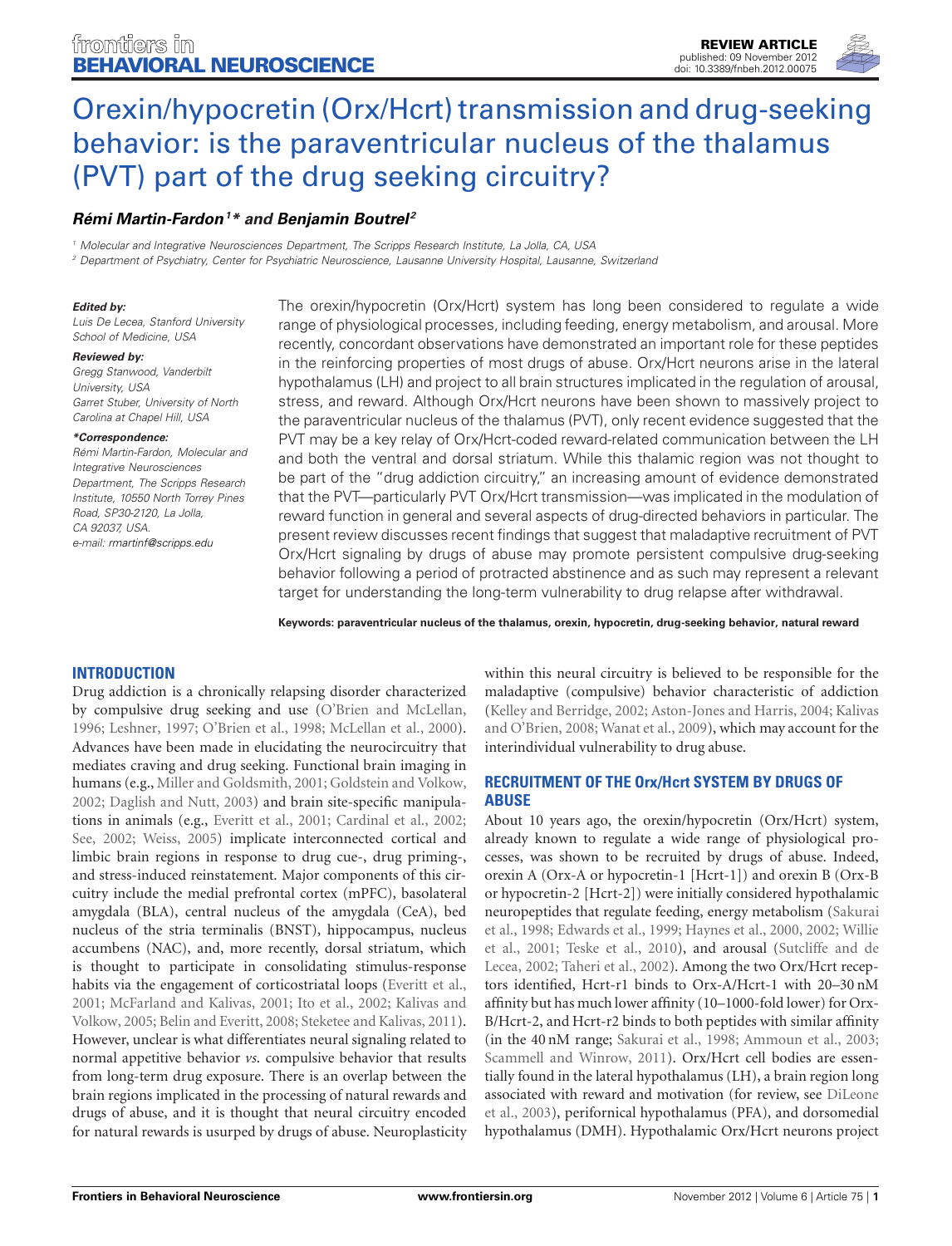# Orexin/hypocretin (Orx/Hcrt) transmission and drug-seeking behavior: is the paraventricular nucleus of the thalamus (PVT) part of the drug seeking circuitry?

***Rémi Martin-Fardon*[1]* and *Benjamin Boutrel*[2]***

[1] Molecular and Integrative Neurosciences Department, The Scripps Research Institute, La Jolla, CA, USA

[2] Department of Psychiatry, Center for Psychiatric Neuroscience, Lausanne University Hospital, Lausanne, Switzerland

***Edited by:***
*Luis De Lecea, Stanford University School of Medicine, USA*

***Reviewed by:***
*Gregg Stanwood, Vanderbilt University, USA*
*Garret Stuber, University of North Carolina at Chapel Hill, USA*

***\*Correspondence:***
*Rémi Martin-Fardon, Molecular and Integrative Neurosciences Department, The Scripps Research Institute, 10550 North Torrey Pines Road, SP30-2120, La Jolla, CA 92037, USA.*
*e-mail: rmartinf@scripps.edu*

The orexin/hypocretin (Orx/Hcrt) system has long been considered to regulate a wide range of physiological processes, including feeding, energy metabolism, and arousal. More recently, concordant observations have demonstrated an important role for these peptides in the reinforcing properties of most drugs of abuse. Orx/Hcrt neurons arise in the lateral hypothalamus (LH) and project to all brain structures implicated in the regulation of arousal, stress, and reward. Although Orx/Hcrt neurons have been shown to massively project to the paraventricular nucleus of the thalamus (PVT), only recent evidence suggested that the PVT may be a key relay of Orx/Hcrt-coded reward-related communication between the LH and both the ventral and dorsal striatum. While this thalamic region was not thought to be part of the "drug addiction circuitry," an increasing amount of evidence demonstrated that the PVT—particularly PVT Orx/Hcrt transmission—was implicated in the modulation of reward function in general and several aspects of drug-directed behaviors in particular. The present review discusses recent findings that suggest that maladaptive recruitment of PVT Orx/Hcrt signaling by drugs of abuse may promote persistent compulsive drug-seeking behavior following a period of protracted abstinence and as such may represent a relevant target for understanding the long-term vulnerability to drug relapse after withdrawal.

**Keywords: paraventricular nucleus of the thalamus, orexin, hypocretin, drug-seeking behavior, natural reward**

## INTRODUCTION

Drug addiction is a chronically relapsing disorder characterized by compulsive drug seeking and use (O'Brien and McLellan, 1996; Leshner, 1997; O'Brien et al., 1998; McLellan et al., 2000). Advances have been made in elucidating the neurocircuitry that mediates craving and drug seeking. Functional brain imaging in humans (e.g., Miller and Goldsmith, 2001; Goldstein and Volkow, 2002; Daglish and Nutt, 2003) and brain site-specific manipulations in animals (e.g., Everitt et al., 2001; Cardinal et al., 2002; See, 2002; Weiss, 2005) implicate interconnected cortical and limbic brain regions in response to drug cue-, drug priming-, and stress-induced reinstatement. Major components of this circuitry include the medial prefrontal cortex (mPFC), basolateral amygdala (BLA), central nucleus of the amygdala (CeA), bed nucleus of the stria terminalis (BNST), hippocampus, nucleus accumbens (NAC), and, more recently, dorsal striatum, which is thought to participate in consolidating stimulus-response habits via the engagement of corticostriatal loops (Everitt et al., 2001; McFarland and Kalivas, 2001; Ito et al., 2002; Kalivas and Volkow, 2005; Belin and Everitt, 2008; Steketee and Kalivas, 2011). However, unclear is what differentiates neural signaling related to normal appetitive behavior *vs.* compulsive behavior that results from long-term drug exposure. There is an overlap between the brain regions implicated in the processing of natural rewards and drugs of abuse, and it is thought that neural circuitry encoded for natural rewards is usurped by drugs of abuse. Neuroplasticity within this neural circuitry is believed to be responsible for the maladaptive (compulsive) behavior characteristic of addiction (Kelley and Berridge, 2002; Aston-Jones and Harris, 2004; Kalivas and O'Brien, 2008; Wanat et al., 2009), which may account for the interindividual vulnerability to drug abuse.

## RECRUITMENT OF THE Orx/Hcrt SYSTEM BY DRUGS OF ABUSE

About 10 years ago, the orexin/hypocretin (Orx/Hcrt) system, already known to regulate a wide range of physiological processes, was shown to be recruited by drugs of abuse. Indeed, orexin A (Orx-A or hypocretin-1 [Hcrt-1]) and orexin B (Orx-B or hypocretin-2 [Hcrt-2]) were initially considered hypothalamic neuropeptides that regulate feeding, energy metabolism (Sakurai et al., 1998; Edwards et al., 1999; Haynes et al., 2000, 2002; Willie et al., 2001; Teske et al., 2010), and arousal (Sutcliffe and de Lecea, 2002; Taheri et al., 2002). Among the two Orx/Hcrt receptors identified, Hcrt-r1 binds to Orx-A/Hcrt-1 with 20–30 nM affinity but has much lower affinity (10–1000-fold lower) for Orx-B/Hcrt-2, and Hcrt-r2 binds to both peptides with similar affinity (in the 40 nM range; Sakurai et al., 1998; Ammoun et al., 2003; Scammell and Winrow, 2011). Orx/Hcrt cell bodies are essentially found in the lateral hypothalamus (LH), a brain region long associated with reward and motivation (for review, see DiLeone et al., 2003), perifornical hypothalamus (PFA), and dorsomedial hypothalamus (DMH). Hypothalamic Orx/Hcrt neurons project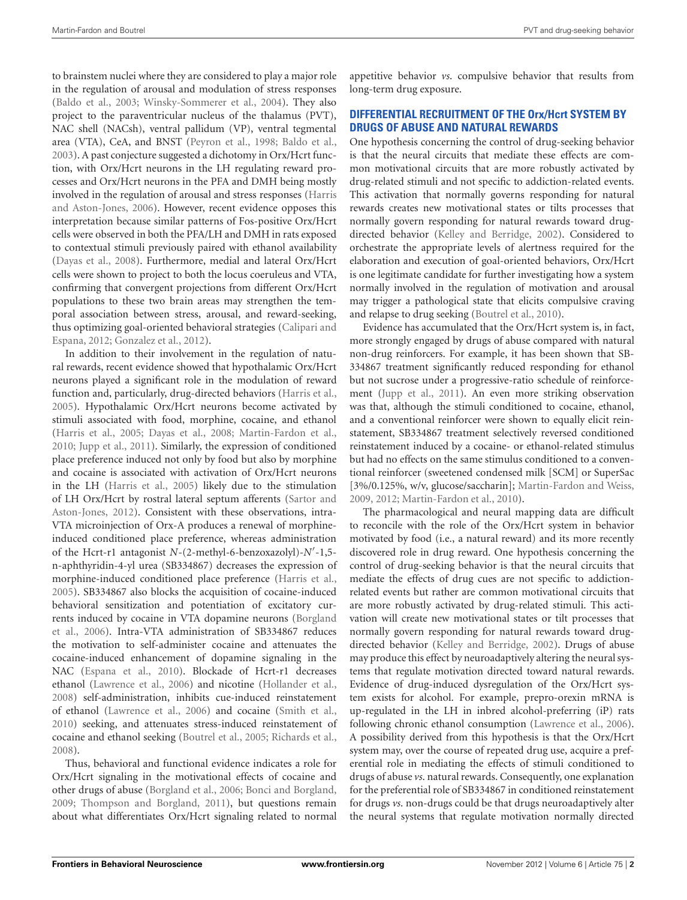to brainstem nuclei where they are considered to play a major role in the regulation of arousal and modulation of stress responses (Baldo et al., 2003; Winsky-Sommerer et al., 2004). They also project to the paraventricular nucleus of the thalamus (PVT), NAC shell (NACsh), ventral pallidum (VP), ventral tegmental area (VTA), CeA, and BNST (Peyron et al., 1998; Baldo et al., 2003). A past conjecture suggested a dichotomy in Orx/Hcrt function, with Orx/Hcrt neurons in the LH regulating reward processes and Orx/Hcrt neurons in the PFA and DMH being mostly involved in the regulation of arousal and stress responses (Harris and Aston-Jones, 2006). However, recent evidence opposes this interpretation because similar patterns of Fos-positive Orx/Hcrt cells were observed in both the PFA/LH and DMH in rats exposed to contextual stimuli previously paired with ethanol availability (Dayas et al., 2008). Furthermore, medial and lateral Orx/Hcrt cells were shown to project to both the locus coeruleus and VTA, confirming that convergent projections from different Orx/Hcrt populations to these two brain areas may strengthen the temporal association between stress, arousal, and reward-seeking, thus optimizing goal-oriented behavioral strategies (Calipari and Espana, 2012; Gonzalez et al., 2012).

In addition to their involvement in the regulation of natural rewards, recent evidence showed that hypothalamic Orx/Hcrt neurons played a significant role in the modulation of reward function and, particularly, drug-directed behaviors (Harris et al., 2005). Hypothalamic Orx/Hcrt neurons become activated by stimuli associated with food, morphine, cocaine, and ethanol (Harris et al., 2005; Dayas et al., 2008; Martin-Fardon et al., 2010; Jupp et al., 2011). Similarly, the expression of conditioned place preference induced not only by food but also by morphine and cocaine is associated with activation of Orx/Hcrt neurons in the LH (Harris et al., 2005) likely due to the stimulation of LH Orx/Hcrt by rostral lateral septum afferents (Sartor and Aston-Jones, 2012). Consistent with these observations, intra-VTA microinjection of Orx-A produces a renewal of morphine-induced conditioned place preference, whereas administration of the Hcrt-r1 antagonist *N*-(2-methyl-6-benzoxazolyl)-*N*′-1,5-n-aphthyridin-4-yl urea (SB334867) decreases the expression of morphine-induced conditioned place preference (Harris et al., 2005). SB334867 also blocks the acquisition of cocaine-induced behavioral sensitization and potentiation of excitatory currents induced by cocaine in VTA dopamine neurons (Borgland et al., 2006). Intra-VTA administration of SB334867 reduces the motivation to self-administer cocaine and attenuates the cocaine-induced enhancement of dopamine signaling in the NAC (Espana et al., 2010). Blockade of Hcrt-r1 decreases ethanol (Lawrence et al., 2006) and nicotine (Hollander et al., 2008) self-administration, inhibits cue-induced reinstatement of ethanol (Lawrence et al., 2006) and cocaine (Smith et al., 2010) seeking, and attenuates stress-induced reinstatement of cocaine and ethanol seeking (Boutrel et al., 2005; Richards et al., 2008).

Thus, behavioral and functional evidence indicates a role for Orx/Hcrt signaling in the motivational effects of cocaine and other drugs of abuse (Borgland et al., 2006; Bonci and Borgland, 2009; Thompson and Borgland, 2011), but questions remain about what differentiates Orx/Hcrt signaling related to normal appetitive behavior *vs.* compulsive behavior that results from long-term drug exposure.

## DIFFERENTIAL RECRUITMENT OF THE Orx/Hcrt SYSTEM BY DRUGS OF ABUSE AND NATURAL REWARDS

One hypothesis concerning the control of drug-seeking behavior is that the neural circuits that mediate these effects are common motivational circuits that are more robustly activated by drug-related stimuli and not specific to addiction-related events. This activation that normally governs responding for natural rewards creates new motivational states or tilts processes that normally govern responding for natural rewards toward drug-directed behavior (Kelley and Berridge, 2002). Considered to orchestrate the appropriate levels of alertness required for the elaboration and execution of goal-oriented behaviors, Orx/Hcrt is one legitimate candidate for further investigating how a system normally involved in the regulation of motivation and arousal may trigger a pathological state that elicits compulsive craving and relapse to drug seeking (Boutrel et al., 2010).

Evidence has accumulated that the Orx/Hcrt system is, in fact, more strongly engaged by drugs of abuse compared with natural non-drug reinforcers. For example, it has been shown that SB-334867 treatment significantly reduced responding for ethanol but not sucrose under a progressive-ratio schedule of reinforcement (Jupp et al., 2011). An even more striking observation was that, although the stimuli conditioned to cocaine, ethanol, and a conventional reinforcer were shown to equally elicit reinstatement, SB334867 treatment selectively reversed conditioned reinstatement induced by a cocaine- or ethanol-related stimulus but had no effects on the same stimulus conditioned to a conventional reinforcer (sweetened condensed milk [SCM] or SuperSac [3%/0.125%, w/v, glucose/saccharin]; Martin-Fardon and Weiss, 2009, 2012; Martin-Fardon et al., 2010).

The pharmacological and neural mapping data are difficult to reconcile with the role of the Orx/Hcrt system in behavior motivated by food (i.e., a natural reward) and its more recently discovered role in drug reward. One hypothesis concerning the control of drug-seeking behavior is that the neural circuits that mediate the effects of drug cues are not specific to addiction-related events but rather are common motivational circuits that are more robustly activated by drug-related stimuli. This activation will create new motivational states or tilt processes that normally govern responding for natural rewards toward drug-directed behavior (Kelley and Berridge, 2002). Drugs of abuse may produce this effect by neuroadaptively altering the neural systems that regulate motivation directed toward natural rewards. Evidence of drug-induced dysregulation of the Orx/Hcrt system exists for alcohol. For example, prepro-orexin mRNA is up-regulated in the LH in inbred alcohol-preferring (iP) rats following chronic ethanol consumption (Lawrence et al., 2006). A possibility derived from this hypothesis is that the Orx/Hcrt system may, over the course of repeated drug use, acquire a preferential role in mediating the effects of stimuli conditioned to drugs of abuse *vs.* natural rewards. Consequently, one explanation for the preferential role of SB334867 in conditioned reinstatement for drugs *vs.* non-drugs could be that drugs neuroadaptively alter the neural systems that regulate motivation normally directed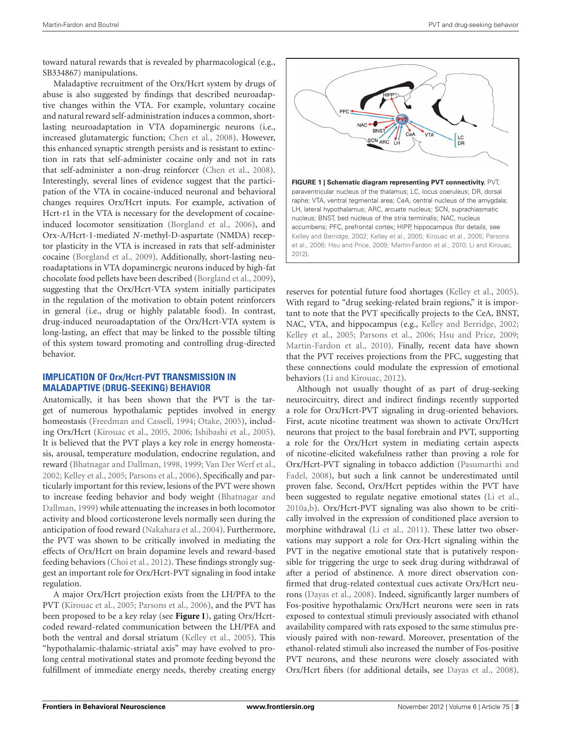toward natural rewards that is revealed by pharmacological (e.g., SB334867) manipulations.

Maladaptive recruitment of the Orx/Hcrt system by drugs of abuse is also suggested by findings that described neuroadaptive changes within the VTA. For example, voluntary cocaine and natural reward self-administration induces a common, short-lasting neuroadaptation in VTA dopaminergic neurons (i.e., increased glutamatergic function; Chen et al., 2008). However, this enhanced synaptic strength persists and is resistant to extinction in rats that self-administer cocaine only and not in rats that self-administer a non-drug reinforcer (Chen et al., 2008). Interestingly, several lines of evidence suggest that the participation of the VTA in cocaine-induced neuronal and behavioral changes requires Orx/Hcrt inputs. For example, activation of Hcrt-r1 in the VTA is necessary for the development of cocaine-induced locomotor sensitization (Borgland et al., 2006), and Orx-A/Hcrt-1-mediated *N*-methyl-D-aspartate (NMDA) receptor plasticity in the VTA is increased in rats that self-administer cocaine (Borgland et al., 2009). Additionally, short-lasting neuroadaptations in VTA dopaminergic neurons induced by high-fat chocolate food pellets have been described (Borgland et al., 2009), suggesting that the Orx/Hcrt-VTA system initially participates in the regulation of the motivation to obtain potent reinforcers in general (i.e., drug or highly palatable food). In contrast, drug-induced neuroadaptation of the Orx/Hcrt-VTA system is long-lasting, an effect that may be linked to the possible tilting of this system toward promoting and controlling drug-directed behavior.

## IMPLICATION OF Orx/Hcrt-PVT TRANSMISSION IN MALADAPTIVE (DRUG-SEEKING) BEHAVIOR

Anatomically, it has been shown that the PVT is the target of numerous hypothalamic peptides involved in energy homeostasis (Freedman and Cassell, 1994; Otake, 2005), including Orx/Hcrt (Kirouac et al., 2005, 2006; Ishibashi et al., 2005). It is believed that the PVT plays a key role in energy homeostasis, arousal, temperature modulation, endocrine regulation, and reward (Bhatnagar and Dallman, 1998, 1999; Van Der Werf et al., 2002; Kelley et al., 2005; Parsons et al., 2006). Specifically and particularly important for this review, lesions of the PVT were shown to increase feeding behavior and body weight (Bhatnagar and Dallman, 1999) while attenuating the increases in both locomotor activity and blood corticosterone levels normally seen during the anticipation of food reward (Nakahara et al., 2004). Furthermore, the PVT was shown to be critically involved in mediating the effects of Orx/Hcrt on brain dopamine levels and reward-based feeding behaviors (Choi et al., 2012). These findings strongly suggest an important role for Orx/Hcrt-PVT signaling in food intake regulation.

A major Orx/Hcrt projection exists from the LH/PFA to the PVT (Kirouac et al., 2005; Parsons et al., 2006), and the PVT has been proposed to be a key relay (see **Figure 1**), gating Orx/Hcrt-coded reward-related communication between the LH/PFA and both the ventral and dorsal striatum (Kelley et al., 2005). This "hypothalamic-thalamic-striatal axis" may have evolved to prolong central motivational states and promote feeding beyond the fulfillment of immediate energy needs, thereby creating energy reserves for potential future food shortages (Kelley et al., 2005). With regard to "drug seeking-related brain regions," it is important to note that the PVT specifically projects to the CeA, BNST, NAC, VTA, and hippocampus (e.g., Kelley and Berridge, 2002; Kelley et al., 2005; Parsons et al., 2006; Hsu and Price, 2009; Martin-Fardon et al., 2010). Finally, recent data have shown that the PVT receives projections from the PFC, suggesting that these connections could modulate the expression of emotional behaviors (Li and Kirouac, 2012).

**FIGURE 1 | Schematic diagram representing PVT connectivity.** PVT, paraventricular nucleus of the thalamus; LC, locus coeruleus; DR, dorsal raphe; VTA, ventral tegmental area; CeA, central nucleus of the amygdala; LH, lateral hypothalamus; ARC, arcuate nucleus; SCN, suprachiasmatic nucleus; BNST, bed nucleus of the stria terminalis; NAC, nucleus accumbens; PFC, prefrontal cortex; HIPP, hippocampus (for details, see Kelley and Berridge, 2002; Kelley et al., 2005; Kirouac et al., 2005; Parsons et al., 2006; Hsu and Price, 2009; Martin-Fardon et al., 2010; Li and Kirouac, 2012).

Although not usually thought of as part of drug-seeking neurocircuitry, direct and indirect findings recently supported a role for Orx/Hcrt-PVT signaling in drug-oriented behaviors. First, acute nicotine treatment was shown to activate Orx/Hcrt neurons that project to the basal forebrain and PVT, supporting a role for the Orx/Hcrt system in mediating certain aspects of nicotine-elicited wakefulness rather than proving a role for Orx/Hcrt-PVT signaling in tobacco addiction (Pasumarthi and Fadel, 2008), but such a link cannot be underestimated until proven false. Second, Orx/Hcrt peptides within the PVT have been suggested to regulate negative emotional states (Li et al., 2010a,b). Orx/Hcrt-PVT signaling was also shown to be critically involved in the expression of conditioned place aversion to morphine withdrawal (Li et al., 2011). These latter two observations may support a role for Orx-Hcrt signaling within the PVT in the negative emotional state that is putatively responsible for triggering the urge to seek drug during withdrawal of after a period of abstinence. A more direct observation confirmed that drug-related contextual cues activate Orx/Hcrt neurons (Dayas et al., 2008). Indeed, significantly larger numbers of Fos-positive hypothalamic Orx/Hcrt neurons were seen in rats exposed to contextual stimuli previously associated with ethanol availability compared with rats exposed to the same stimulus previously paired with non-reward. Moreover, presentation of the ethanol-related stimuli also increased the number of Fos-positive PVT neurons, and these neurons were closely associated with Orx/Hcrt fibers (for additional details, see Dayas et al., 2008).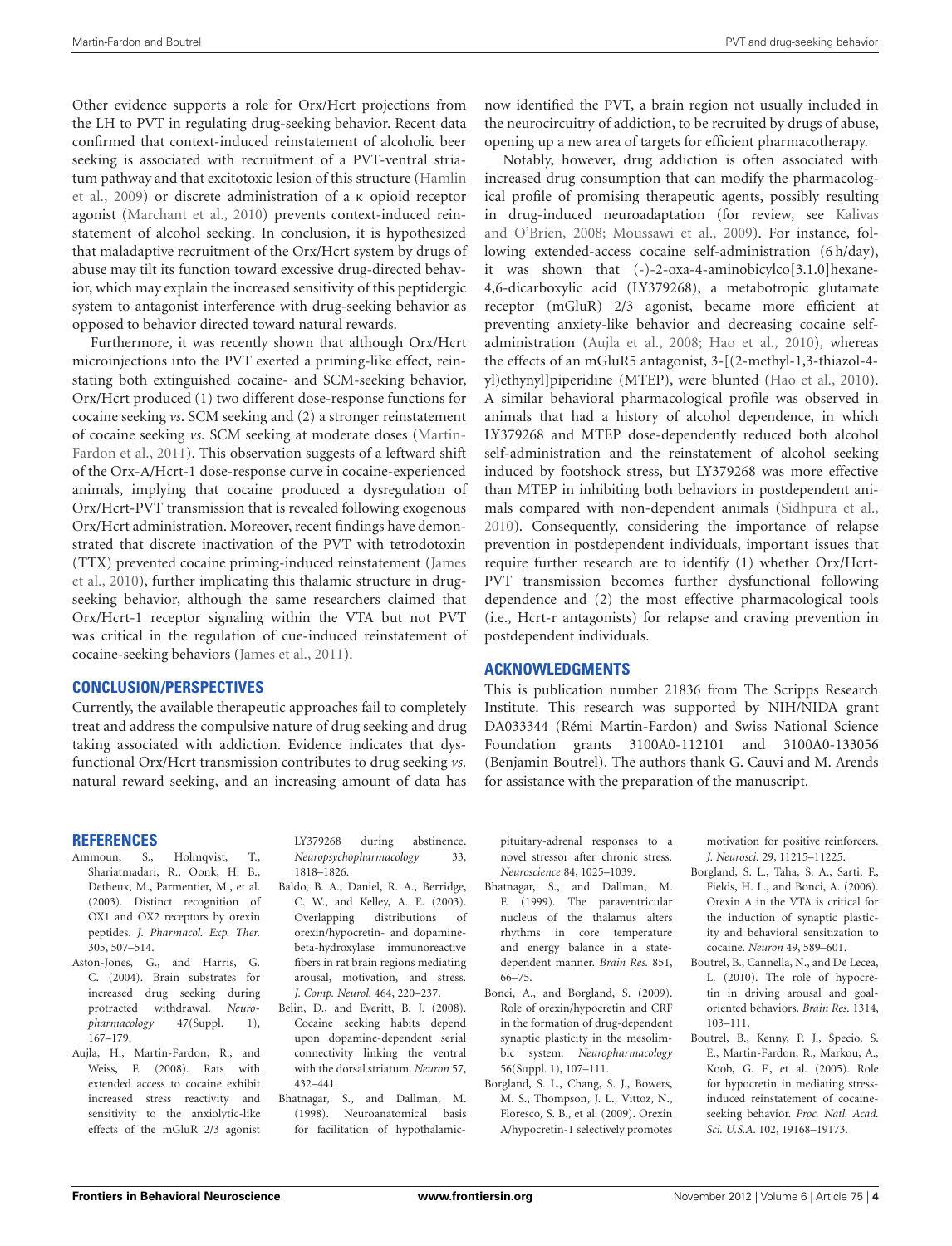Other evidence supports a role for Orx/Hcrt projections from the LH to PVT in regulating drug-seeking behavior. Recent data confirmed that context-induced reinstatement of alcoholic beer seeking is associated with recruitment of a PVT-ventral striatum pathway and that excitotoxic lesion of this structure (Hamlin et al., 2009) or discrete administration of a κ opioid receptor agonist (Marchant et al., 2010) prevents context-induced reinstatement of alcohol seeking. In conclusion, it is hypothesized that maladaptive recruitment of the Orx/Hcrt system by drugs of abuse may tilt its function toward excessive drug-directed behavior, which may explain the increased sensitivity of this peptidergic system to antagonist interference with drug-seeking behavior as opposed to behavior directed toward natural rewards.

Furthermore, it was recently shown that although Orx/Hcrt microinjections into the PVT exerted a priming-like effect, reinstating both extinguished cocaine- and SCM-seeking behavior, Orx/Hcrt produced (1) two different dose-response functions for cocaine seeking *vs*. SCM seeking and (2) a stronger reinstatement of cocaine seeking *vs*. SCM seeking at moderate doses (Martin-Fardon et al., 2011). This observation suggests of a leftward shift of the Orx-A/Hcrt-1 dose-response curve in cocaine-experienced animals, implying that cocaine produced a dysregulation of Orx/Hcrt-PVT transmission that is revealed following exogenous Orx/Hcrt administration. Moreover, recent findings have demonstrated that discrete inactivation of the PVT with tetrodotoxin (TTX) prevented cocaine priming-induced reinstatement (James et al., 2010), further implicating this thalamic structure in drug-seeking behavior, although the same researchers claimed that Orx/Hcrt-1 receptor signaling within the VTA but not PVT was critical in the regulation of cue-induced reinstatement of cocaine-seeking behaviors (James et al., 2011).

## CONCLUSION/PERSPECTIVES

Currently, the available therapeutic approaches fail to completely treat and address the compulsive nature of drug seeking and drug taking associated with addiction. Evidence indicates that dysfunctional Orx/Hcrt transmission contributes to drug seeking *vs*. natural reward seeking, and an increasing amount of data has now identified the PVT, a brain region not usually included in the neurocircuitry of addiction, to be recruited by drugs of abuse, opening up a new area of targets for efficient pharmacotherapy.

Notably, however, drug addiction is often associated with increased drug consumption that can modify the pharmacological profile of promising therapeutic agents, possibly resulting in drug-induced neuroadaptation (for review, see Kalivas and O'Brien, 2008; Moussawi et al., 2009). For instance, following extended-access cocaine self-administration (6 h/day), it was shown that (-)-2-oxa-4-aminobicylco[3.1.0]hexane-4,6-dicarboxylic acid (LY379268), a metabotropic glutamate receptor (mGluR) 2/3 agonist, became more efficient at preventing anxiety-like behavior and decreasing cocaine self-administration (Aujla et al., 2008; Hao et al., 2010), whereas the effects of an mGluR5 antagonist, 3-[(2-methyl-1,3-thiazol-4-yl)ethynyl]piperidine (MTEP), were blunted (Hao et al., 2010). A similar behavioral pharmacological profile was observed in animals that had a history of alcohol dependence, in which LY379268 and MTEP dose-dependently reduced both alcohol self-administration and the reinstatement of alcohol seeking induced by footshock stress, but LY379268 was more effective than MTEP in inhibiting both behaviors in postdependent animals compared with non-dependent animals (Sidhpura et al., 2010). Consequently, considering the importance of relapse prevention in postdependent individuals, important issues that require further research are to identify (1) whether Orx/Hcrt-PVT transmission becomes further dysfunctional following dependence and (2) the most effective pharmacological tools (i.e., Hcrt-r antagonists) for relapse and craving prevention in postdependent individuals.

## ACKNOWLEDGMENTS

This is publication number 21836 from The Scripps Research Institute. This research was supported by NIH/NIDA grant DA033344 (Rémi Martin-Fardon) and Swiss National Science Foundation grants 3100A0-112101 and 3100A0-133056 (Benjamin Boutrel). The authors thank G. Cauvi and M. Arends for assistance with the preparation of the manuscript.

## REFERENCES

Ammoun, S., Holmqvist, T., Shariatmadari, R., Oonk, H. B., Detheux, M., Parmentier, M., et al. (2003). Distinct recognition of OX1 and OX2 receptors by orexin peptides. *J. Pharmacol. Exp. Ther.* 305, 507–514.

Aston-Jones, G., and Harris, G. C. (2004). Brain substrates for increased drug seeking during protracted withdrawal. *Neuropharmacology* 47(Suppl. 1), 167–179.

Aujla, H., Martin-Fardon, R., and Weiss, F. (2008). Rats with extended access to cocaine exhibit increased stress reactivity and sensitivity to the anxiolytic-like effects of the mGluR 2/3 agonist LY379268 during abstinence. *Neuropsychopharmacology* 33, 1818–1826.

Baldo, B. A., Daniel, R. A., Berridge, C. W., and Kelley, A. E. (2003). Overlapping distributions of orexin/hypocretin- and dopamine-beta-hydroxylase immunoreactive fibers in rat brain regions mediating arousal, motivation, and stress. *J. Comp. Neurol.* 464, 220–237.

Belin, D., and Everitt, B. J. (2008). Cocaine seeking habits depend upon dopamine-dependent serial connectivity linking the ventral with the dorsal striatum. *Neuron* 57, 432–441.

Bhatnagar, S., and Dallman, M. (1998). Neuroanatomical basis for facilitation of hypothalamic-pituitary-adrenal responses to a novel stressor after chronic stress. *Neuroscience* 84, 1025–1039.

Bhatnagar, S., and Dallman, M. F. (1999). The paraventricular nucleus of the thalamus alters rhythms in core temperature and energy balance in a state-dependent manner. *Brain Res.* 851, 66–75.

Bonci, A., and Borgland, S. (2009). Role of orexin/hypocretin and CRF in the formation of drug-dependent synaptic plasticity in the mesolimbic system. *Neuropharmacology* 56(Suppl. 1), 107–111.

Borgland, S. L., Chang, S. J., Bowers, M. S., Thompson, J. L., Vittoz, N., Floresco, S. B., et al. (2009). Orexin A/hypocretin-1 selectively promotes motivation for positive reinforcers. *J. Neurosci.* 29, 11215–11225.

Borgland, S. L., Taha, S. A., Sarti, F., Fields, H. L., and Bonci, A. (2006). Orexin A in the VTA is critical for the induction of synaptic plasticity and behavioral sensitization to cocaine. *Neuron* 49, 589–601.

Boutrel, B., Cannella, N., and De Lecea, L. (2010). The role of hypocretin in driving arousal and goal-oriented behaviors. *Brain Res.* 1314, 103–111.

Boutrel, B., Kenny, P. J., Specio, S. E., Martin-Fardon, R., Markou, A., Koob, G. F., et al. (2005). Role for hypocretin in mediating stress-induced reinstatement of cocaine-seeking behavior. *Proc. Natl. Acad. Sci. U.S.A.* 102, 19168–19173.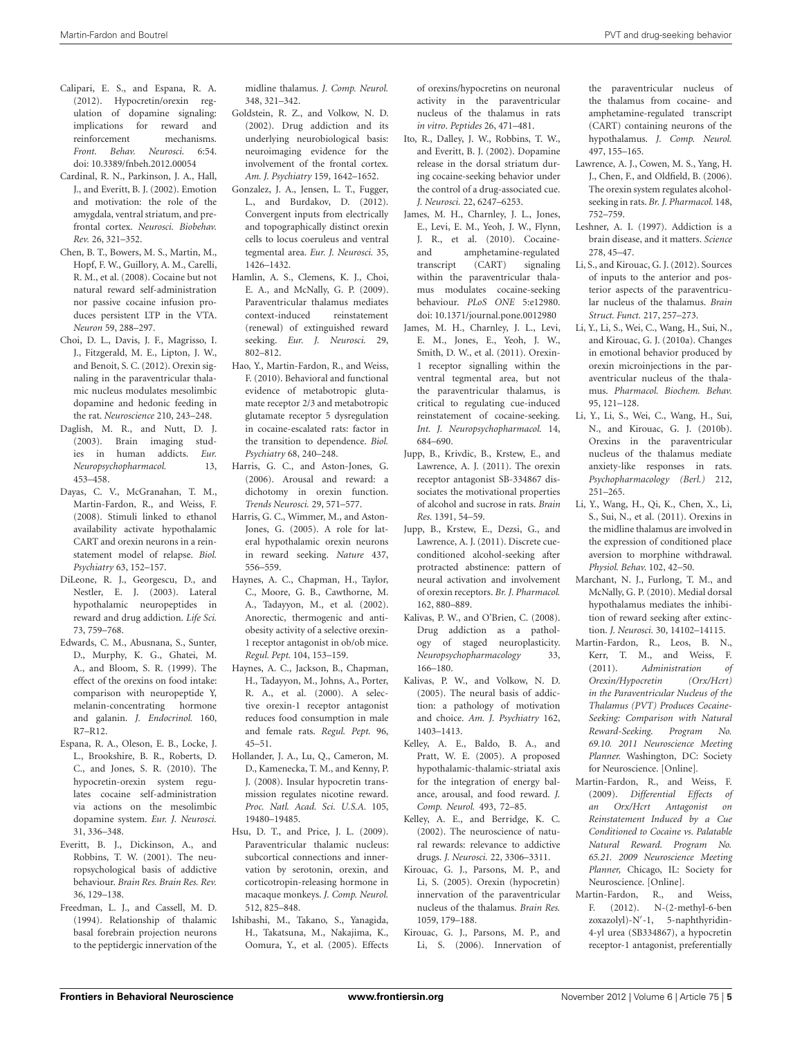Calipari, E. S., and Espana, R. A. (2012). Hypocretin/orexin regulation of dopamine signaling: implications for reward and reinforcement mechanisms. *Front. Behav. Neurosci.* 6:54. doi: 10.3389/fnbeh.2012.00054

Cardinal, R. N., Parkinson, J. A., Hall, J., and Everitt, B. J. (2002). Emotion and motivation: the role of the amygdala, ventral striatum, and prefrontal cortex. *Neurosci. Biobehav. Rev.* 26, 321–352.

Chen, B. T., Bowers, M. S., Martin, M., Hopf, F. W., Guillory, A. M., Carelli, R. M., et al. (2008). Cocaine but not natural reward self-administration nor passive cocaine infusion produces persistent LTP in the VTA. *Neuron* 59, 288–297.

Choi, D. L., Davis, J. F., Magrisso, I. J., Fitzgerald, M. E., Lipton, J. W., and Benoit, S. C. (2012). Orexin signaling in the paraventricular thalamic nucleus modulates mesolimbic dopamine and hedonic feeding in the rat. *Neuroscience* 210, 243–248.

Daglish, M. R., and Nutt, D. J. (2003). Brain imaging studies in human addicts. *Eur. Neuropsychopharmacol.* 13, 453–458.

Dayas, C. V., McGranahan, T. M., Martin-Fardon, R., and Weiss, F. (2008). Stimuli linked to ethanol availability activate hypothalamic CART and orexin neurons in a reinstatement model of relapse. *Biol. Psychiatry* 63, 152–157.

DiLeone, R. J., Georgescu, D., and Nestler, E. J. (2003). Lateral hypothalamic neuropeptides in reward and drug addiction. *Life Sci.* 73, 759–768.

Edwards, C. M., Abusnana, S., Sunter, D., Murphy, K. G., Ghatei, M. A., and Bloom, S. R. (1999). The effect of the orexins on food intake: comparison with neuropeptide Y, melanin-concentrating hormone and galanin. *J. Endocrinol.* 160, R7–R12.

Espana, R. A., Oleson, E. B., Locke, J. L., Brookshire, B. R., Roberts, D. C., and Jones, S. R. (2010). The hypocretin-orexin system regulates cocaine self-administration via actions on the mesolimbic dopamine system. *Eur. J. Neurosci.* 31, 336–348.

Everitt, B. J., Dickinson, A., and Robbins, T. W. (2001). The neuropsychological basis of addictive behaviour. *Brain Res. Brain Res. Rev.* 36, 129–138.

Freedman, L. J., and Cassell, M. D. (1994). Relationship of thalamic basal forebrain projection neurons to the peptidergic innervation of the midline thalamus. *J. Comp. Neurol.* 348, 321–342.

Goldstein, R. Z., and Volkow, N. D. (2002). Drug addiction and its underlying neurobiological basis: neuroimaging evidence for the involvement of the frontal cortex. *Am. J. Psychiatry* 159, 1642–1652.

Gonzalez, J. A., Jensen, L. T., Fugger, L., and Burdakov, D. (2012). Convergent inputs from electrically and topographically distinct orexin cells to locus coeruleus and ventral tegmental area. *Eur. J. Neurosci.* 35, 1426–1432.

Hamlin, A. S., Clemens, K. J., Choi, E. A., and McNally, G. P. (2009). Paraventricular thalamus mediates context-induced reinstatement (renewal) of extinguished reward seeking. *Eur. J. Neurosci.* 29, 802–812.

Hao, Y., Martin-Fardon, R., and Weiss, F. (2010). Behavioral and functional evidence of metabotropic glutamate receptor 2/3 and metabotropic glutamate receptor 5 dysregulation in cocaine-escalated rats: factor in the transition to dependence. *Biol. Psychiatry* 68, 240–248.

Harris, G. C., and Aston-Jones, G. (2006). Arousal and reward: a dichotomy in orexin function. *Trends Neurosci.* 29, 571–577.

Harris, G. C., Wimmer, M., and Aston-Jones, G. (2005). A role for lateral hypothalamic orexin neurons in reward seeking. *Nature* 437, 556–559.

Haynes, A. C., Chapman, H., Taylor, C., Moore, G. B., Cawthorne, M. A., Tadayyon, M., et al. (2002). Anorectic, thermogenic and anti-obesity activity of a selective orexin-1 receptor antagonist in ob/ob mice. *Regul. Pept.* 104, 153–159.

Haynes, A. C., Jackson, B., Chapman, H., Tadayyon, M., Johns, A., Porter, R. A., et al. (2000). A selective orexin-1 receptor antagonist reduces food consumption in male and female rats. *Regul. Pept.* 96, 45–51.

Hollander, J. A., Lu, Q., Cameron, M. D., Kamenecka, T. M., and Kenny, P. J. (2008). Insular hypocretin transmission regulates nicotine reward. *Proc. Natl. Acad. Sci. U.S.A.* 105, 19480–19485.

Hsu, D. T., and Price, J. L. (2009). Paraventricular thalamic nucleus: subcortical connections and innervation by serotonin, orexin, and corticotropin-releasing hormone in macaque monkeys. *J. Comp. Neurol.* 512, 825–848.

Ishibashi, M., Takano, S., Yanagida, H., Takatsuna, M., Nakajima, K., Oomura, Y., et al. (2005). Effects of orexins/hypocretins on neuronal activity in the paraventricular nucleus of the thalamus in rats *in vitro*. *Peptides* 26, 471–481.

Ito, R., Dalley, J. W., Robbins, T. W., and Everitt, B. J. (2002). Dopamine release in the dorsal striatum during cocaine-seeking behavior under the control of a drug-associated cue. *J. Neurosci.* 22, 6247–6253.

James, M. H., Charnley, J. L., Jones, E., Levi, E. M., Yeoh, J. W., Flynn, J. R., et al. (2010). Cocaine- and amphetamine-regulated transcript (CART) signaling within the paraventricular thalamus modulates cocaine-seeking behaviour. *PLoS ONE* 5:e12980. doi: 10.1371/journal.pone.0012980

James, M. H., Charnley, J. L., Levi, E. M., Jones, E., Yeoh, J. W., Smith, D. W., et al. (2011). Orexin-1 receptor signalling within the ventral tegmental area, but not the paraventricular thalamus, is critical to regulating cue-induced reinstatement of cocaine-seeking. *Int. J. Neuropsychopharmacol.* 14, 684–690.

Jupp, B., Krivdic, B., Krstew, E., and Lawrence, A. J. (2011). The orexin receptor antagonist SB-334867 dissociates the motivational properties of alcohol and sucrose in rats. *Brain Res.* 1391, 54–59.

Jupp, B., Krstew, E., Dezsi, G., and Lawrence, A. J. (2011). Discrete cue-conditioned alcohol-seeking after protracted abstinence: pattern of neural activation and involvement of orexin receptors. *Br. J. Pharmacol.* 162, 880–889.

Kalivas, P. W., and O'Brien, C. (2008). Drug addiction as a pathology of staged neuroplasticity. *Neuropsychopharmacology* 33, 166–180.

Kalivas, P. W., and Volkow, N. D. (2005). The neural basis of addiction: a pathology of motivation and choice. *Am. J. Psychiatry* 162, 1403–1413.

Kelley, A. E., Baldo, B. A., and Pratt, W. E. (2005). A proposed hypothalamic-thalamic-striatal axis for the integration of energy balance, arousal, and food reward. *J. Comp. Neurol.* 493, 72–85.

Kelley, A. E., and Berridge, K. C. (2002). The neuroscience of natural rewards: relevance to addictive drugs. *J. Neurosci.* 22, 3306–3311.

Kirouac, G. J., Parsons, M. P., and Li, S. (2005). Orexin (hypocretin) innervation of the paraventricular nucleus of the thalamus. *Brain Res.* 1059, 179–188.

Kirouac, G. J., Parsons, M. P., and Li, S. (2006). Innervation of the paraventricular nucleus of the thalamus from cocaine- and amphetamine-regulated transcript (CART) containing neurons of the hypothalamus. *J. Comp. Neurol.* 497, 155–165.

Lawrence, A. J., Cowen, M. S., Yang, H. J., Chen, F., and Oldfield, B. (2006). The orexin system regulates alcohol-seeking in rats. *Br. J. Pharmacol.* 148, 752–759.

Leshner, A. I. (1997). Addiction is a brain disease, and it matters. *Science* 278, 45–47.

Li, S., and Kirouac, G. J. (2012). Sources of inputs to the anterior and posterior aspects of the paraventricular nucleus of the thalamus. *Brain Struct. Funct.* 217, 257–273.

Li, Y., Li, S., Wei, C., Wang, H., Sui, N., and Kirouac, G. J. (2010a). Changes in emotional behavior produced by orexin microinjections in the paraventricular nucleus of the thalamus. *Pharmacol. Biochem. Behav.* 95, 121–128.

Li, Y., Li, S., Wei, C., Wang, H., Sui, N., and Kirouac, G. J. (2010b). Orexins in the paraventricular nucleus of the thalamus mediate anxiety-like responses in rats. *Psychopharmacology (Berl.)* 212, 251–265.

Li, Y., Wang, H., Qi, K., Chen, X., Li, S., Sui, N., et al. (2011). Orexins in the midline thalamus are involved in the expression of conditioned place aversion to morphine withdrawal. *Physiol. Behav.* 102, 42–50.

Marchant, N. J., Furlong, T. M., and McNally, G. P. (2010). Medial dorsal hypothalamus mediates the inhibition of reward seeking after extinction. *J. Neurosci.* 30, 14102–14115.

Martin-Fardon, R., Leos, B. N., Kerr, T. M., and Weiss, F. (2011). *Administration of Orexin/Hypocretin (Orx/Hcrt) in the Paraventricular Nucleus of the Thalamus (PVT) Produces Cocaine-Seeking: Comparison with Natural Reward-Seeking. Program No. 69.10. 2011 Neuroscience Meeting Planner.* Washington, DC: Society for Neuroscience. [Online].

Martin-Fardon, R., and Weiss, F. (2009). *Differential Effects of an Orx/Hcrt Antagonist on Reinstatement Induced by a Cue Conditioned to Cocaine vs. Palatable Natural Reward. Program No. 65.21. 2009 Neuroscience Meeting Planner,* Chicago, IL: Society for Neuroscience. [Online].

Martin-Fardon, R., and Weiss, F. (2012). N-(2-methyl-6-benzoxazolyl)-N′-1, 5-naphthyridin-4-yl urea (SB334867), a hypocretin receptor-1 antagonist, preferentially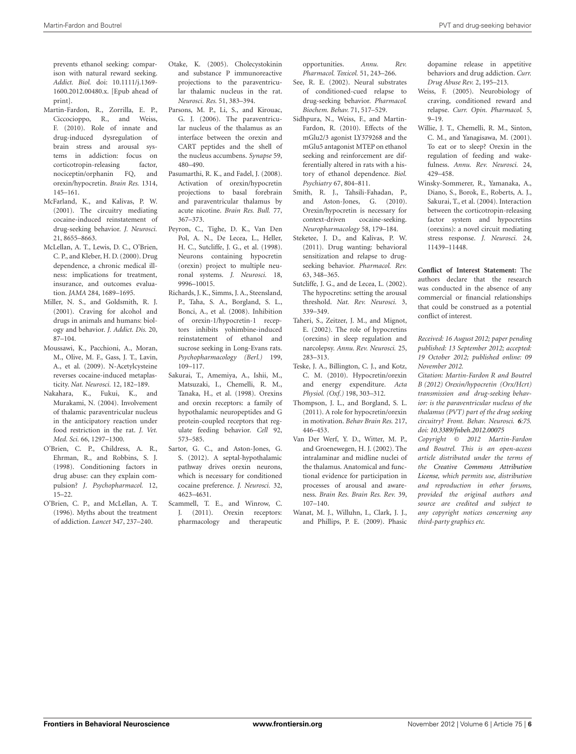prevents ethanol seeking: comparison with natural reward seeking. *Addict. Biol.* doi: 10.1111/j.1369-1600.2012.00480.x. [Epub ahead of print].

Martin-Fardon, R., Zorrilla, E. P., Ciccocioppo, R., and Weiss, F. (2010). Role of innate and drug-induced dysregulation of brain stress and arousal systems in addiction: focus on corticotropin-releasing factor, nociceptin/orphanin FQ, and orexin/hypocretin. *Brain Res.* 1314, 145–161.

McFarland, K., and Kalivas, P. W. (2001). The circuitry mediating cocaine-induced reinstatement of drug-seeking behavior. *J. Neurosci.* 21, 8655–8663.

McLellan, A. T., Lewis, D. C., O'Brien, C. P., and Kleber, H. D. (2000). Drug dependence, a chronic medical illness: implications for treatment, insurance, and outcomes evaluation. *JAMA* 284, 1689–1695.

Miller, N. S., and Goldsmith, R. J. (2001). Craving for alcohol and drugs in animals and humans: biology and behavior. *J. Addict. Dis.* 20, 87–104.

Moussawi, K., Pacchioni, A., Moran, M., Olive, M. F., Gass, J. T., Lavin, A., et al. (2009). N-Acetylcysteine reverses cocaine-induced metaplasticity. *Nat. Neurosci.* 12, 182–189.

Nakahara, K., Fukui, K., and Murakami, N. (2004). Involvement of thalamic paraventricular nucleus in the anticipatory reaction under food restriction in the rat. *J. Vet. Med. Sci.* 66, 1297–1300.

O'Brien, C. P., Childress, A. R., Ehrman, R., and Robbins, S. J. (1998). Conditioning factors in drug abuse: can they explain compulsion? *J. Psychopharmacol.* 12, 15–22.

O'Brien, C. P., and McLellan, A. T. (1996). Myths about the treatment of addiction. *Lancet* 347, 237–240.

Otake, K. (2005). Cholecystokinin and substance P immunoreactive projections to the paraventricular thalamic nucleus in the rat. *Neurosci. Res.* 51, 383–394.

Parsons, M. P., Li, S., and Kirouac, G. J. (2006). The paraventricular nucleus of the thalamus as an interface between the orexin and CART peptides and the shell of the nucleus accumbens. *Synapse* 59, 480–490.

Pasumarthi, R. K., and Fadel, J. (2008). Activation of orexin/hypocretin projections to basal forebrain and paraventricular thalamus by acute nicotine. *Brain Res. Bull.* 77, 367–373.

Peyron, C., Tighe, D. K., Van Den Pol, A. N., De Lecea, L., Heller, H. C., Sutcliffe, J. G., et al. (1998). Neurons containing hypocretin (orexin) project to multiple neuronal systems. *J. Neurosci.* 18, 9996–10015.

Richards, J. K., Simms, J. A., Steensland, P., Taha, S. A., Borgland, S. L., Bonci, A., et al. (2008). Inhibition of orexin-1/hypocretin-1 receptors inhibits yohimbine-induced reinstatement of ethanol and sucrose seeking in Long-Evans rats. *Psychopharmacology (Berl.)* 199, 109–117.

Sakurai, T., Amemiya, A., Ishii, M., Matsuzaki, I., Chemelli, R. M., Tanaka, H., et al. (1998). Orexins and orexin receptors: a family of hypothalamic neuropeptides and G protein-coupled receptors that regulate feeding behavior. *Cell* 92, 573–585.

Sartor, G. C., and Aston-Jones, G. S. (2012). A septal-hypothalamic pathway drives orexin neurons, which is necessary for conditioned cocaine preference. *J. Neurosci.* 32, 4623–4631.

Scammell, T. E., and Winrow, C. J. (2011). Orexin receptors: pharmacology and therapeutic opportunities. *Annu. Rev. Pharmacol. Toxicol.* 51, 243–266.

See, R. E. (2002). Neural substrates of conditioned-cued relapse to drug-seeking behavior. *Pharmacol. Biochem. Behav.* 71, 517–529.

Sidhpura, N., Weiss, F., and Martin-Fardon, R. (2010). Effects of the mGlu2/3 agonist LY379268 and the mGlu5 antagonist MTEP on ethanol seeking and reinforcement are differentially altered in rats with a history of ethanol dependence. *Biol. Psychiatry* 67, 804–811.

Smith, R. J., Tahsili-Fahadan, P., and Aston-Jones, G. (2010). Orexin/hypocretin is necessary for context-driven cocaine-seeking. *Neuropharmacology* 58, 179–184.

Steketee, J. D., and Kalivas, P. W. (2011). Drug wanting: behavioral sensitization and relapse to drug-seeking behavior. *Pharmacol. Rev.* 63, 348–365.

Sutcliffe, J. G., and de Lecea, L. (2002). The hypocretins: setting the arousal threshold. *Nat. Rev. Neurosci.* 3, 339–349.

Taheri, S., Zeitzer, J. M., and Mignot, E. (2002). The role of hypocretins (orexins) in sleep regulation and narcolepsy. *Annu. Rev. Neurosci.* 25, 283–313.

Teske, J. A., Billington, C. J., and Kotz, C. M. (2010). Hypocretin/orexin and energy expenditure. *Acta Physiol. (Oxf.)* 198, 303–312.

Thompson, J. L., and Borgland, S. L. (2011). A role for hypocretin/orexin in motivation. *Behav Brain Res.* 217, 446–453.

Van Der Werf, Y. D., Witter, M. P., and Groenewegen, H. J. (2002). The intralaminar and midline nuclei of the thalamus. Anatomical and functional evidence for participation in processes of arousal and awareness. *Brain Res. Brain Res. Rev.* 39, 107–140.

Wanat, M. J., Willuhn, I., Clark, J. J., and Phillips, P. E. (2009). Phasic dopamine release in appetitive behaviors and drug addiction. *Curr. Drug Abuse Rev.* 2, 195–213.

Weiss, F. (2005). Neurobiology of craving, conditioned reward and relapse. *Curr. Opin. Pharmacol.* 5, 9–19.

Willie, J. T., Chemelli, R. M., Sinton, C. M., and Yanagisawa, M. (2001). To eat or to sleep? Orexin in the regulation of feeding and wakefulness. *Annu. Rev. Neurosci.* 24, 429–458.

Winsky-Sommerer, R., Yamanaka, A., Diano, S., Borok, E., Roberts, A. J., Sakurai, T., et al. (2004). Interaction between the corticotropin-releasing factor system and hypocretins (orexins): a novel circuit mediating stress response. *J. Neurosci.* 24, 11439–11448.

**Conflict of Interest Statement:** The authors declare that the research was conducted in the absence of any commercial or financial relationships that could be construed as a potential conflict of interest.

*Received: 16 August 2012; paper pending published: 13 September 2012; accepted: 19 October 2012; published online: 09 November 2012.*

*Citation: Martin-Fardon R and Boutrel B (2012) Orexin/hypocretin (Orx/Hcrt) transmission and drug-seeking behavior: is the paraventricular nucleus of the thalamus (PVT) part of the drug seeking circuitry? Front. Behav. Neurosci.* ***6****:75. doi: 10.3389/fnbeh.2012.00075*

*Copyright © 2012 Martin-Fardon and Boutrel. This is an open-access article distributed under the terms of the Creative Commons Attribution License, which permits use, distribution and reproduction in other forums, provided the original authors and source are credited and subject to any copyright notices concerning any third-party graphics etc.*